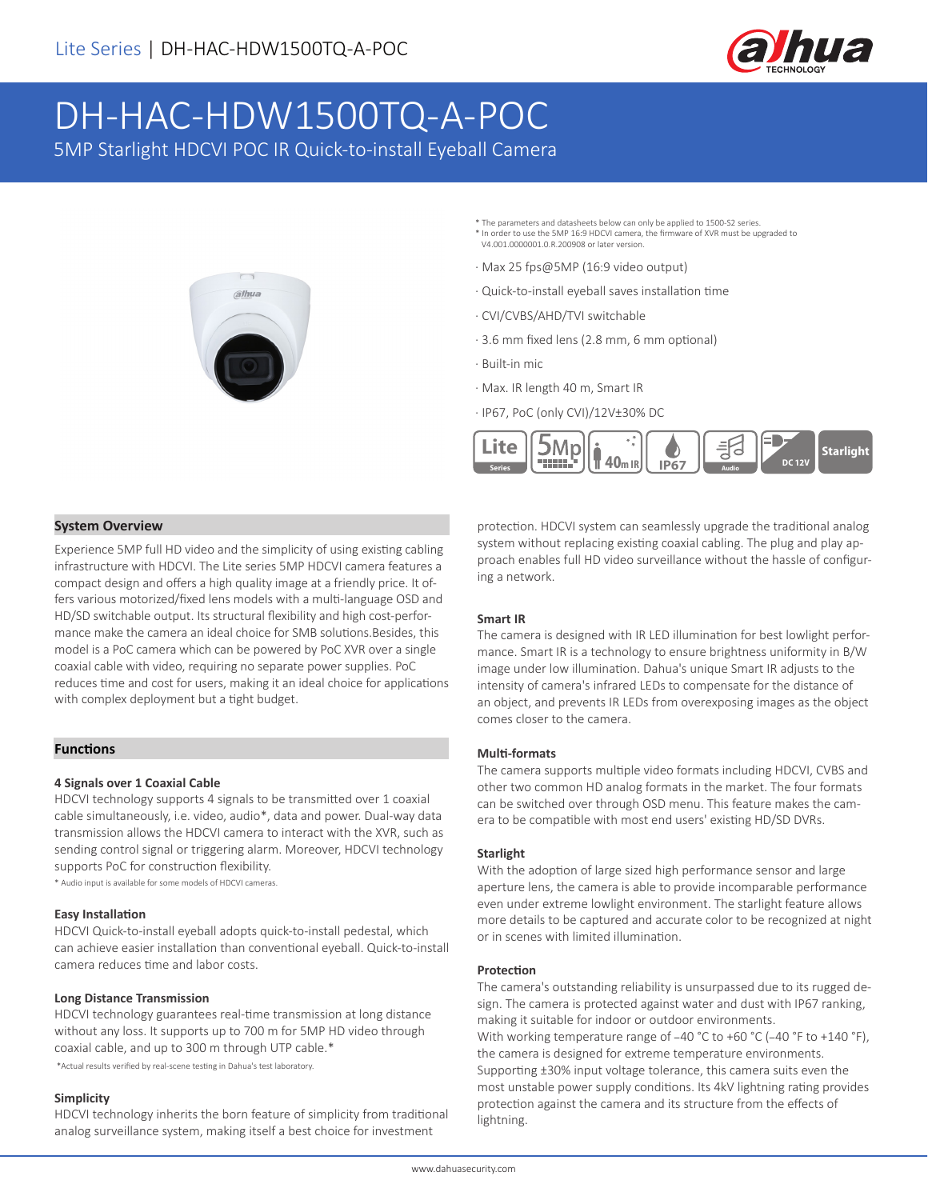# DH-HAC-HDW1500TQ-A-POC

## 5MP Starlight HDCVI POC IR Quick-to-install Eyeball Camera

\* The parameters and datasheets below can only be applied to 1500-S2 series.
\* In order to use the 5MP 16:9 HDCVI camera, the firmware of XVR must be upgraded to V4.001.0000001.0.R.200908 or later version.

- Max 25 fps@5MP (16:9 video output)
- Quick-to-install eyeball saves installation time
- CVI/CVBS/AHD/TVI switchable
- 3.6 mm fixed lens (2.8 mm, 6 mm optional)
- Built-in mic
- Max. IR length 40 m, Smart IR
- IP67, PoC (only CVI)/12V±30% DC

### System Overview

Experience 5MP full HD video and the simplicity of using existing cabling infrastructure with HDCVI. The Lite series 5MP HDCVI camera features a compact design and offers a high quality image at a friendly price. It offers various motorized/fixed lens models with a multi-language OSD and HD/SD switchable output. Its structural flexibility and high cost-performance make the camera an ideal choice for SMB solutions.Besides, this model is a PoC camera which can be powered by PoC XVR over a single coaxial cable with video, requiring no separate power supplies. PoC reduces time and cost for users, making it an ideal choice for applications with complex deployment but a tight budget.

### Functions

#### 4 Signals over 1 Coaxial Cable

HDCVI technology supports 4 signals to be transmitted over 1 coaxial cable simultaneously, i.e. video, audio*, data and power. Dual-way data transmission allows the HDCVI camera to interact with the XVR, such as sending control signal or triggering alarm. Moreover, HDCVI technology supports PoC for construction flexibility.

\* Audio input is available for some models of HDCVI cameras.

#### Easy Installation

HDCVI Quick-to-install eyeball adopts quick-to-install pedestal, which can achieve easier installation than conventional eyeball. Quick-to-install camera reduces time and labor costs.

#### Long Distance Transmission

HDCVI technology guarantees real-time transmission at long distance without any loss. It supports up to 700 m for 5MP HD video through coaxial cable, and up to 300 m through UTP cable.*

\*Actual results verified by real-scene testing in Dahua's test laboratory.

#### Simplicity

HDCVI technology inherits the born feature of simplicity from traditional analog surveillance system, making itself a best choice for investment protection. HDCVI system can seamlessly upgrade the traditional analog system without replacing existing coaxial cabling. The plug and play approach enables full HD video surveillance without the hassle of configuring a network.

#### Smart IR

The camera is designed with IR LED illumination for best lowlight performance. Smart IR is a technology to ensure brightness uniformity in B/W image under low illumination. Dahua's unique Smart IR adjusts to the intensity of camera's infrared LEDs to compensate for the distance of an object, and prevents IR LEDs from overexposing images as the object comes closer to the camera.

#### Multi-formats

The camera supports multiple video formats including HDCVI, CVBS and other two common HD analog formats in the market. The four formats can be switched over through OSD menu. This feature makes the camera to be compatible with most end users' existing HD/SD DVRs.

#### Starlight

With the adoption of large sized high performance sensor and large aperture lens, the camera is able to provide incomparable performance even under extreme lowlight environment. The starlight feature allows more details to be captured and accurate color to be recognized at night or in scenes with limited illumination.

#### Protection

The camera's outstanding reliability is unsurpassed due to its rugged design. The camera is protected against water and dust with IP67 ranking, making it suitable for indoor or outdoor environments.
With working temperature range of –40 °C to +60 °C (–40 °F to +140 °F), the camera is designed for extreme temperature environments.
Supporting ±30% input voltage tolerance, this camera suits even the most unstable power supply conditions. Its 4kV lightning rating provides protection against the camera and its structure from the effects of lightning.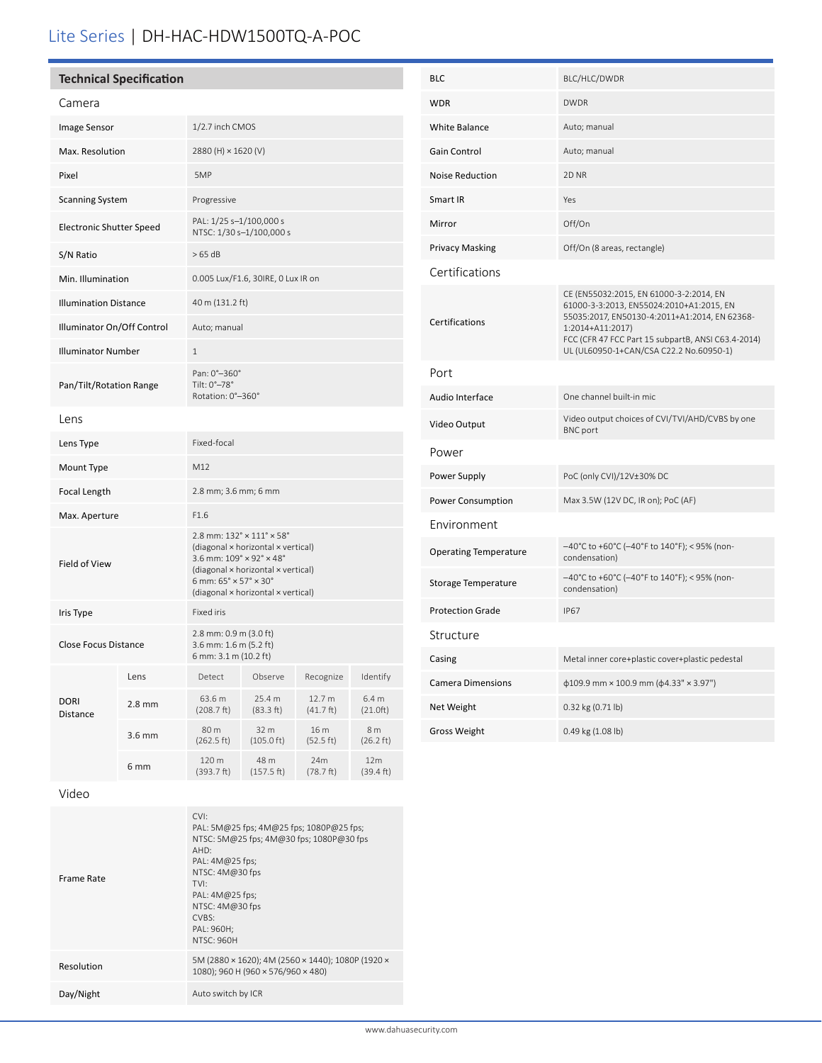# Lite Series | DH-HAC-HDW1500TQ-A-POC

## Technical Specification

### Camera

| | |
|---|---|
| Image Sensor | 1/2.7 inch CMOS |
| Max. Resolution | 2880 (H) × 1620 (V) |
| Pixel | 5MP |
| Scanning System | Progressive |
| Electronic Shutter Speed | PAL: 1/25 s–1/100,000 s<br>NTSC: 1/30 s–1/100,000 s |
| S/N Ratio | > 65 dB |
| Min. Illumination | 0.005 Lux/F1.6, 30IRE, 0 Lux IR on |
| Illumination Distance | 40 m (131.2 ft) |
| Illuminator On/Off Control | Auto; manual |
| Illuminator Number | 1 |
| Pan/Tilt/Rotation Range | Pan: 0°–360°<br>Tilt: 0°–78°<br>Rotation: 0°–360° |

### Lens

| | |
|---|---|
| Lens Type | Fixed-focal |
| Mount Type | M12 |
| Focal Length | 2.8 mm; 3.6 mm; 6 mm |
| Max. Aperture | F1.6 |
| Field of View | 2.8 mm: 132° × 111° × 58°<br>(diagonal × horizontal × vertical)<br>3.6 mm: 109° × 92° × 48°<br>(diagonal × horizontal × vertical)<br>6 mm: 65° × 57° × 30°<br>(diagonal × horizontal × vertical) |
| Iris Type | Fixed iris |
| Close Focus Distance | 2.8 mm: 0.9 m (3.0 ft)<br>3.6 mm: 1.6 m (5.2 ft)<br>6 mm: 3.1 m (10.2 ft) |

| DORI Distance | Lens | Detect | Observe | Recognize | Identify |
|---|---|---|---|---|---|
| | 2.8 mm | 63.6 m (208.7 ft) | 25.4 m (83.3 ft) | 12.7 m (41.7 ft) | 6.4 m (21.0ft) |
| | 3.6 mm | 80 m (262.5 ft) | 32 m (105.0 ft) | 16 m (52.5 ft) | 8 m (26.2 ft) |
| | 6 mm | 120 m (393.7 ft) | 48 m (157.5 ft) | 24m (78.7 ft) | 12m (39.4 ft) |

### Video

| | |
|---|---|
| Frame Rate | CVI:<br>PAL: 5M@25 fps; 4M@25 fps; 1080P@25 fps;<br>NTSC: 5M@25 fps; 4M@30 fps; 1080P@30 fps<br>AHD:<br>PAL: 4M@25 fps;<br>NTSC: 4M@30 fps<br>TVI:<br>PAL: 4M@25 fps;<br>NTSC: 4M@30 fps<br>CVBS:<br>PAL: 960H;<br>NTSC: 960H |
| Resolution | 5M (2880 × 1620); 4M (2560 × 1440); 1080P (1920 × 1080); 960 H (960 × 576/960 × 480) |
| Day/Night | Auto switch by ICR |
| BLC | BLC/HLC/DWDR |
| WDR | DWDR |
| White Balance | Auto; manual |
| Gain Control | Auto; manual |
| Noise Reduction | 2D NR |
| Smart IR | Yes |
| Mirror | Off/On |
| Privacy Masking | Off/On (8 areas, rectangle) |

### Certifications

| | |
|---|---|
| Certifications | CE (EN55032:2015, EN 61000-3-2:2014, EN 61000-3-3:2013, EN55024:2010+A1:2015, EN 55035:2017, EN50130-4:2011+A1:2014, EN 62368-1:2014+A11:2017)<br>FCC (CFR 47 FCC Part 15 subpartB, ANSI C63.4-2014)<br>UL (UL60950-1+CAN/CSA C22.2 No.60950-1) |

### Port

| | |
|---|---|
| Audio Interface | One channel built-in mic |
| Video Output | Video output choices of CVI/TVI/AHD/CVBS by one BNC port |

### Power

| | |
|---|---|
| Power Supply | PoC (only CVI)/12V±30% DC |
| Power Consumption | Max 3.5W (12V DC, IR on); PoC (AF) |

### Environment

| | |
|---|---|
| Operating Temperature | –40°C to +60°C (–40°F to 140°F); < 95% (non-condensation) |
| Storage Temperature | –40°C to +60°C (–40°F to 140°F); < 95% (non-condensation) |
| Protection Grade | IP67 |

### Structure

| | |
|---|---|
| Casing | Metal inner core+plastic cover+plastic pedestal |
| Camera Dimensions | ф109.9 mm × 100.9 mm (ф4.33" × 3.97") |
| Net Weight | 0.32 kg (0.71 lb) |
| Gross Weight | 0.49 kg (1.08 lb) |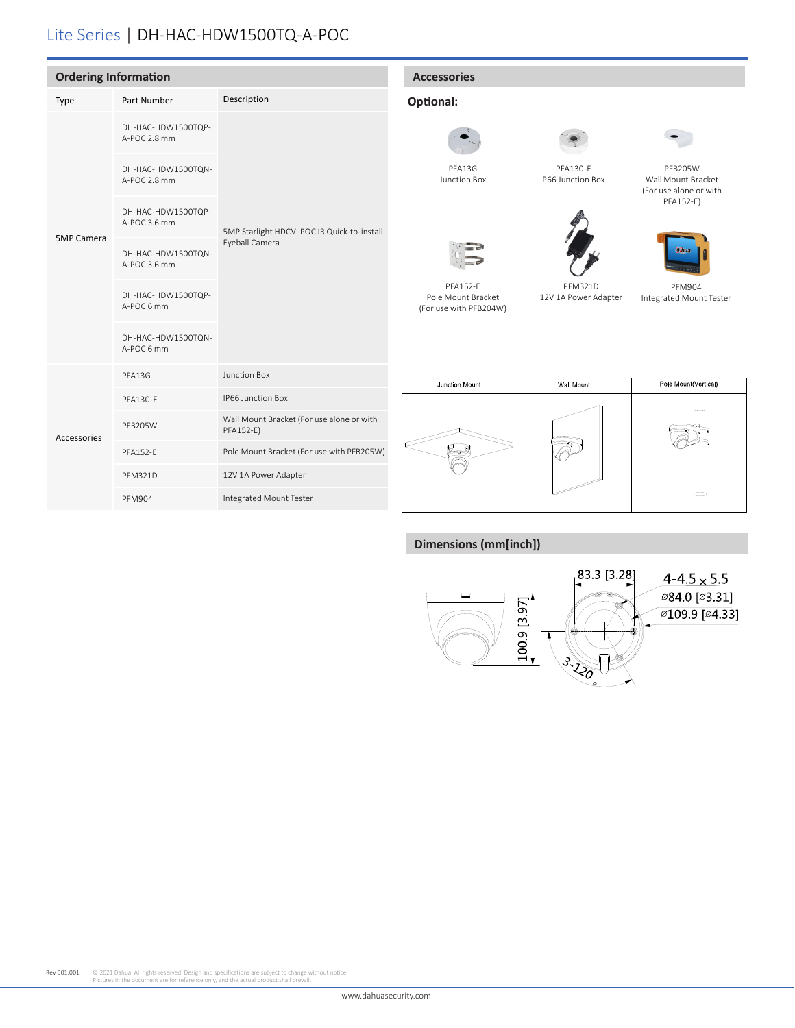## Ordering Information

| Type | Part Number | Description |
|---|---|---|
| 5MP Camera | DH-HAC-HDW1500TQP-A-POC 2.8 mm | 5MP Starlight HDCVI POC IR Quick-to-install Eyeball Camera |
| | DH-HAC-HDW1500TQN-A-POC 2.8 mm | |
| | DH-HAC-HDW1500TQP-A-POC 3.6 mm | |
| | DH-HAC-HDW1500TQN-A-POC 3.6 mm | |
| | DH-HAC-HDW1500TQP-A-POC 6 mm | |
| | DH-HAC-HDW1500TQN-A-POC 6 mm | |
| Accessories | PFA13G | Junction Box |
| | PFA130-E | IP66 Junction Box |
| | PFB205W | Wall Mount Bracket (For use alone or with PFA152-E) |
| | PFA152-E | Pole Mount Bracket (For use with PFB205W) |
| | PFM321D | 12V 1A Power Adapter |
| | PFM904 | Integrated Mount Tester |

## Accessories

### Optional:

PFA13G
Junction Box

PFA130-E
P66 Junction Box

PFB205W
Wall Mount Bracket
(For use alone or with PFA152-E)

PFA152-E
Pole Mount Bracket
(For use with PFB204W)

PFM321D
12V 1A Power Adapter

PFM904
Integrated Mount Tester

Junction Mount

Wall Mount

Pole Mount(Vertical)

## Dimensions (mm[inch])

83.3 [3.28]

4-4.5 x 5.5

Ø84.0 [Ø3.31]

Ø109.9 [Ø4.33]

100.9 [3.97]

3-120°

Rev 001.001 © 2021 Dahua. All rights reserved. Design and specifications are subject to change without notice.
Pictures in the document are for reference only, and the actual product shall prevail.

www.dahuasecurity.com